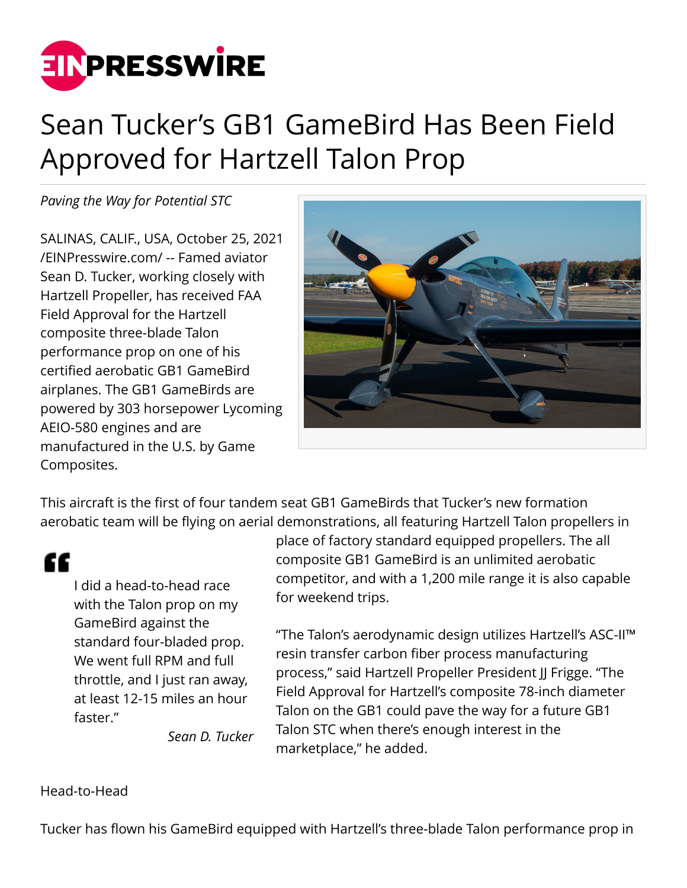# Sean Tucker's GB1 GameBird Has Been Field Approved for Hartzell Talon Prop

*Paving the Way for Potential STC*

SALINAS, CALIF., USA, October 25, 2021 /EINPresswire.com/ -- Famed aviator Sean D. Tucker, working closely with Hartzell Propeller, has received FAA Field Approval for the Hartzell composite three-blade Talon performance prop on one of his certified aerobatic GB1 GameBird airplanes. The GB1 GameBirds are powered by 303 horsepower Lycoming AEIO-580 engines and are manufactured in the U.S. by Game Composites.

This aircraft is the first of four tandem seat GB1 GameBirds that Tucker's new formation aerobatic team will be flying on aerial demonstrations, all featuring Hartzell Talon propellers in place of factory standard equipped propellers. The all composite GB1 GameBird is an unlimited aerobatic competitor, and with a 1,200 mile range it is also capable for weekend trips.

> I did a head-to-head race with the Talon prop on my GameBird against the standard four-bladed prop. We went full RPM and full throttle, and I just ran away, at least 12-15 miles an hour faster."
>
> *Sean D. Tucker*

"The Talon's aerodynamic design utilizes Hartzell's ASC-II™ resin transfer carbon fiber process manufacturing process," said Hartzell Propeller President JJ Frigge. "The Field Approval for Hartzell's composite 78-inch diameter Talon on the GB1 could pave the way for a future GB1 Talon STC when there's enough interest in the marketplace," he added.

Head-to-Head

Tucker has flown his GameBird equipped with Hartzell's three-blade Talon performance prop in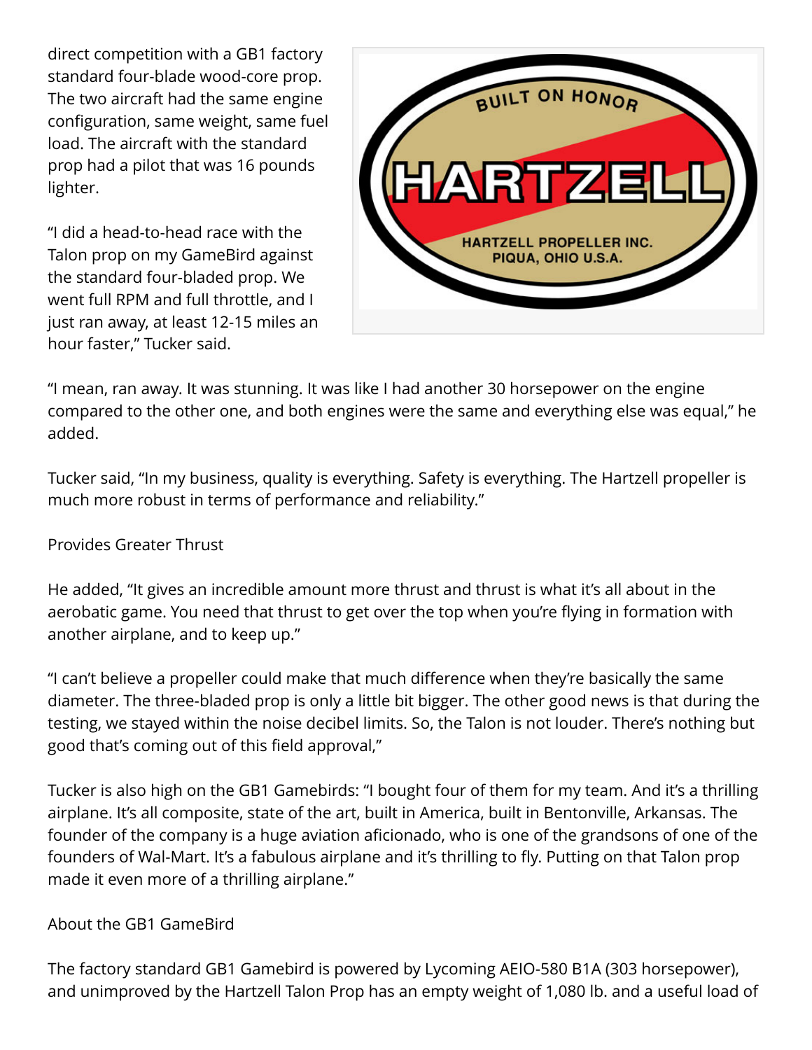direct competition with a GB1 factory standard four-blade wood-core prop. The two aircraft had the same engine configuration, same weight, same fuel load. The aircraft with the standard prop had a pilot that was 16 pounds lighter.

"I did a head-to-head race with the Talon prop on my GameBird against the standard four-bladed prop. We went full RPM and full throttle, and I just ran away, at least 12-15 miles an hour faster," Tucker said.

"I mean, ran away. It was stunning. It was like I had another 30 horsepower on the engine compared to the other one, and both engines were the same and everything else was equal," he added.

Tucker said, "In my business, quality is everything. Safety is everything. The Hartzell propeller is much more robust in terms of performance and reliability."

## Provides Greater Thrust

He added, "It gives an incredible amount more thrust and thrust is what it's all about in the aerobatic game. You need that thrust to get over the top when you're flying in formation with another airplane, and to keep up."

"I can't believe a propeller could make that much difference when they're basically the same diameter. The three-bladed prop is only a little bit bigger. The other good news is that during the testing, we stayed within the noise decibel limits. So, the Talon is not louder. There's nothing but good that's coming out of this field approval,"

Tucker is also high on the GB1 Gamebirds: "I bought four of them for my team. And it's a thrilling airplane. It's all composite, state of the art, built in America, built in Bentonville, Arkansas. The founder of the company is a huge aviation aficionado, who is one of the grandsons of one of the founders of Wal-Mart. It's a fabulous airplane and it's thrilling to fly. Putting on that Talon prop made it even more of a thrilling airplane."

## About the GB1 GameBird

The factory standard GB1 Gamebird is powered by Lycoming AEIO-580 B1A (303 horsepower), and unimproved by the Hartzell Talon Prop has an empty weight of 1,080 lb. and a useful load of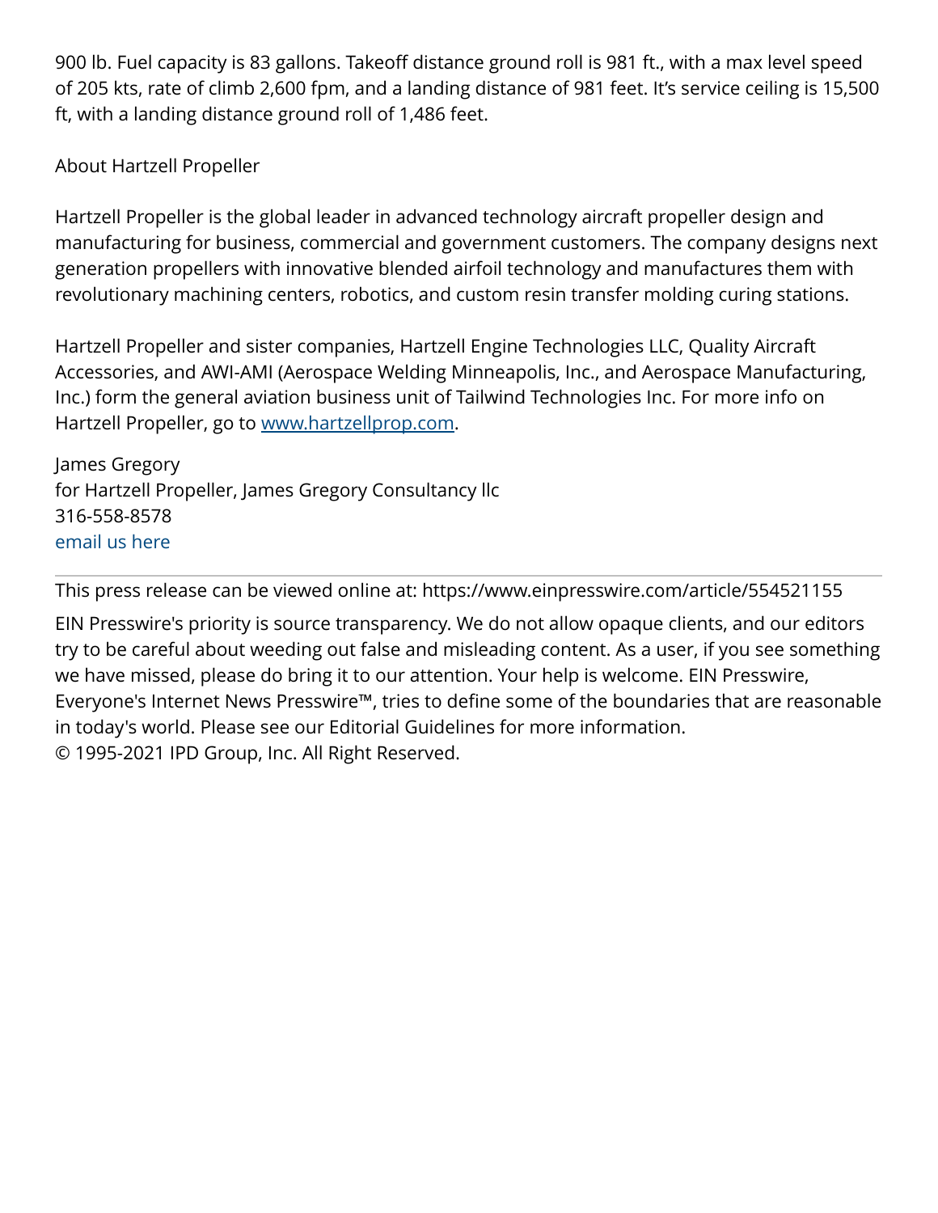900 lb. Fuel capacity is 83 gallons. Takeoff distance ground roll is 981 ft., with a max level speed of 205 kts, rate of climb 2,600 fpm, and a landing distance of 981 feet. It's service ceiling is 15,500 ft, with a landing distance ground roll of 1,486 feet.

About Hartzell Propeller

Hartzell Propeller is the global leader in advanced technology aircraft propeller design and manufacturing for business, commercial and government customers. The company designs next generation propellers with innovative blended airfoil technology and manufactures them with revolutionary machining centers, robotics, and custom resin transfer molding curing stations.

Hartzell Propeller and sister companies, Hartzell Engine Technologies LLC, Quality Aircraft Accessories, and AWI-AMI (Aerospace Welding Minneapolis, Inc., and Aerospace Manufacturing, Inc.) form the general aviation business unit of Tailwind Technologies Inc. For more info on Hartzell Propeller, go to www.hartzellprop.com.

James Gregory
for Hartzell Propeller, James Gregory Consultancy llc
316-558-8578
email us here

---

This press release can be viewed online at: https://www.einpresswire.com/article/554521155

EIN Presswire's priority is source transparency. We do not allow opaque clients, and our editors try to be careful about weeding out false and misleading content. As a user, if you see something we have missed, please do bring it to our attention. Your help is welcome. EIN Presswire, Everyone's Internet News Presswire™, tries to define some of the boundaries that are reasonable in today's world. Please see our Editorial Guidelines for more information.
© 1995-2021 IPD Group, Inc. All Right Reserved.